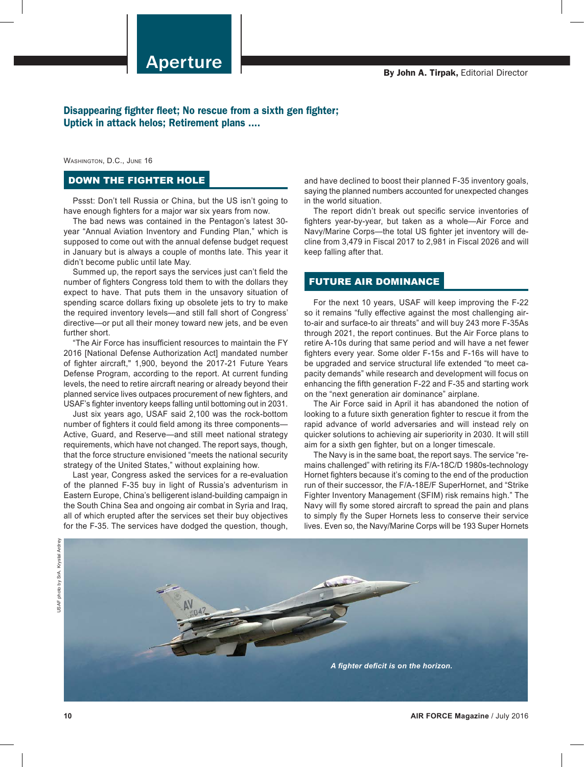# Aperture

**By John A. Tirpak,** Editorial Director

### Disappearing fighter fleet; No rescue from a sixth gen fighter; Uptick in attack helos; Retirement plans ....

WASHINGTON, D.C., JUNE 16

## DOWN THE FIGHTER HOLE

Pssst: Don't tell Russia or China, but the US isn't going to have enough fighters for a major war six years from now.

The bad news was contained in the Pentagon's latest 30-year "Annual Aviation Inventory and Funding Plan," which is supposed to come out with the annual defense budget request in January but is always a couple of months late. This year it didn't become public until late May.

Summed up, the report says the services just can't field the number of fighters Congress told them to with the dollars they expect to have. That puts them in the unsavory situation of spending scarce dollars fixing up obsolete jets to try to make the required inventory levels—and still fall short of Congress' directive—or put all their money toward new jets, and be even further short.

"The Air Force has insufficient resources to maintain the FY 2016 [National Defense Authorization Act] mandated number of fighter aircraft," 1,900, beyond the 2017-21 Future Years Defense Program, according to the report. At current funding levels, the need to retire aircraft nearing or already beyond their planned service lives outpaces procurement of new fighters, and USAF's fighter inventory keeps falling until bottoming out in 2031.

Just six years ago, USAF said 2,100 was the rock-bottom number of fighters it could field among its three components—Active, Guard, and Reserve—and still meet national strategy requirements, which have not changed. The report says, though, that the force structure envisioned "meets the national security strategy of the United States," without explaining how.

Last year, Congress asked the services for a re-evaluation of the planned F-35 buy in light of Russia's adventurism in Eastern Europe, China's belligerent island-building campaign in the South China Sea and ongoing air combat in Syria and Iraq, all of which erupted after the services set their buy objectives for the F-35. The services have dodged the question, though, and have declined to boost their planned F-35 inventory goals, saying the planned numbers accounted for unexpected changes in the world situation.

The report didn't break out specific service inventories of fighters year-by-year, but taken as a whole—Air Force and Navy/Marine Corps—the total US fighter jet inventory will decline from 3,479 in Fiscal 2017 to 2,981 in Fiscal 2026 and will keep falling after that.

## FUTURE AIR DOMINANCE

For the next 10 years, USAF will keep improving the F-22 so it remains "fully effective against the most challenging air-to-air and surface-to air threats" and will buy 243 more F-35As through 2021, the report continues. But the Air Force plans to retire A-10s during that same period and will have a net fewer fighters every year. Some older F-15s and F-16s will have to be upgraded and service structural life extended "to meet capacity demands" while research and development will focus on enhancing the fifth generation F-22 and F-35 and starting work on the "next generation air dominance" airplane.

The Air Force said in April it has abandoned the notion of looking to a future sixth generation fighter to rescue it from the rapid advance of world adversaries and will instead rely on quicker solutions to achieving air superiority in 2030. It will still aim for a sixth gen fighter, but on a longer timescale.

The Navy is in the same boat, the report says. The service "remains challenged" with retiring its F/A-18C/D 1980s-technology Hornet fighters because it's coming to the end of the production run of their successor, the F/A-18E/F SuperHornet, and "Strike Fighter Inventory Management (SFIM) risk remains high." The Navy will fly some stored aircraft to spread the pain and plans to simply fly the Super Hornets less to conserve their service lives. Even so, the Navy/Marine Corps will be 193 Super Hornets

USAF photo by SrA. Krystal Ardrey

*A fighter deficit is on the horizon.*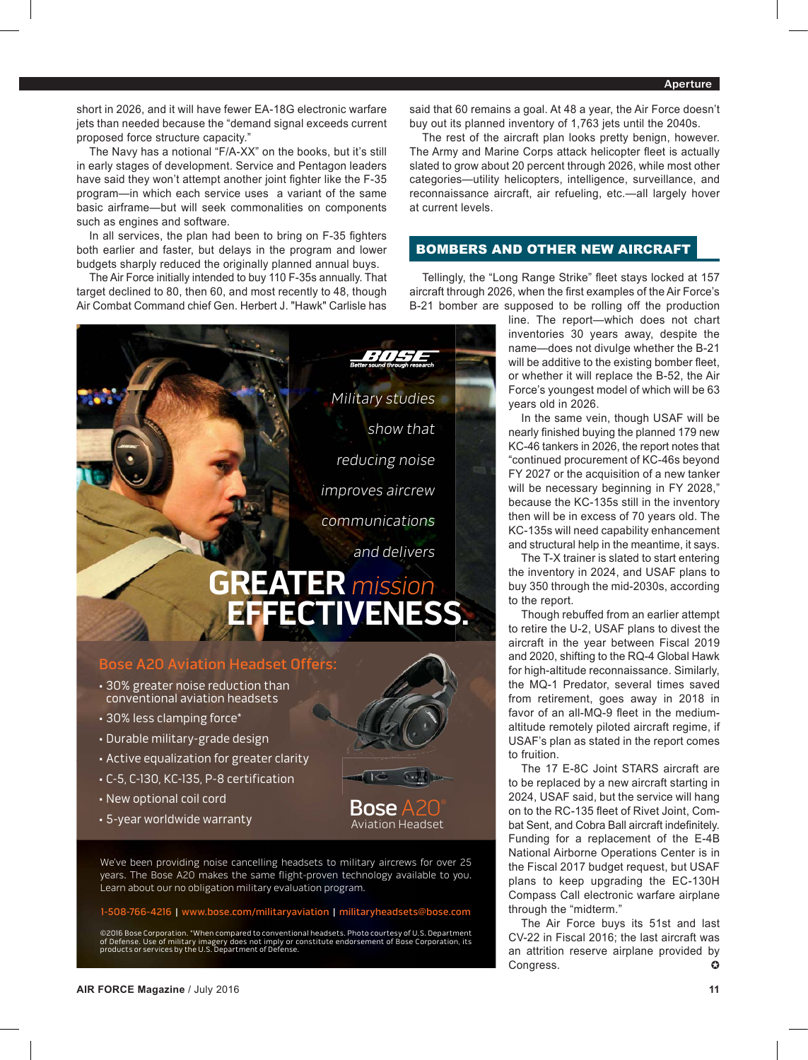short in 2026, and it will have fewer EA-18G electronic warfare jets than needed because the "demand signal exceeds current proposed force structure capacity."

The Navy has a notional "F/A-XX" on the books, but it's still in early stages of development. Service and Pentagon leaders have said they won't attempt another joint fighter like the F-35 program—in which each service uses a variant of the same basic airframe—but will seek commonalities on components such as engines and software.

In all services, the plan had been to bring on F-35 fighters both earlier and faster, but delays in the program and lower budgets sharply reduced the originally planned annual buys.

The Air Force initially intended to buy 110 F-35s annually. That target declined to 80, then 60, and most recently to 48, though Air Combat Command chief Gen. Herbert J. "Hawk" Carlisle has said that 60 remains a goal. At 48 a year, the Air Force doesn't buy out its planned inventory of 1,763 jets until the 2040s.

The rest of the aircraft plan looks pretty benign, however. The Army and Marine Corps attack helicopter fleet is actually slated to grow about 20 percent through 2026, while most other categories—utility helicopters, intelligence, surveillance, and reconnaissance aircraft, air refueling, etc.—all largely hover at current levels.

## BOMBERS AND OTHER NEW AIRCRAFT

Tellingly, the "Long Range Strike" fleet stays locked at 157 aircraft through 2026, when the first examples of the Air Force's B-21 bomber are supposed to be rolling off the production line. The report—which does not chart inventories 30 years away, despite the name—does not divulge whether the B-21 will be additive to the existing bomber fleet, or whether it will replace the B-52, the Air Force's youngest model of which will be 63 years old in 2026.

In the same vein, though USAF will be nearly finished buying the planned 179 new KC-46 tankers in 2026, the report notes that "continued procurement of KC-46s beyond FY 2027 or the acquisition of a new tanker will be necessary beginning in FY 2028," because the KC-135s still in the inventory then will be in excess of 70 years old. The KC-135s will need capability enhancement and structural help in the meantime, it says.

The T-X trainer is slated to start entering the inventory in 2024, and USAF plans to buy 350 through the mid-2030s, according to the report.

Though rebuffed from an earlier attempt to retire the U-2, USAF plans to divest the aircraft in the year between Fiscal 2019 and 2020, shifting to the RQ-4 Global Hawk for high-altitude reconnaissance. Similarly, the MQ-1 Predator, several times saved from retirement, goes away in 2018 in favor of an all-MQ-9 fleet in the medium-altitude remotely piloted aircraft regime, if USAF's plan as stated in the report comes to fruition.

The 17 E-8C Joint STARS aircraft are to be replaced by a new aircraft starting in 2024, USAF said, but the service will hang on to the RC-135 fleet of Rivet Joint, Combat Sent, and Cobra Ball aircraft indefinitely. Funding for a replacement of the E-4B National Airborne Operations Center is in the Fiscal 2017 budget request, but USAF plans to keep upgrading the EC-130H Compass Call electronic warfare airplane through the "midterm."

The Air Force buys its 51st and last CV-22 in Fiscal 2016; the last aircraft was an attrition reserve airplane provided by Congress. ✪

---

BOSE
Better sound through research

*Military studies show that reducing noise improves aircrew communications and delivers* **GREATER** *mission* **EFFECTIVENESS.**

**Bose A20 Aviation Headset Offers:**

- 30% greater noise reduction than conventional aviation headsets
- 30% less clamping force*
- Durable military-grade design
- Active equalization for greater clarity
- C-5, C-130, KC-135, P-8 certification
- New optional coil cord
- 5-year worldwide warranty

Bose A20® Aviation Headset

We've been providing noise cancelling headsets to military aircrews for over 25 years. The Bose A20 makes the same flight-proven technology available to you. Learn about our no obligation military evaluation program.

1-508-766-4216 | www.bose.com/militaryaviation | militaryheadsets@bose.com

©2016 Bose Corporation. *When compared to conventional headsets. Photo courtesy of U.S. Department of Defense. Use of military imagery does not imply or constitute endorsement of Bose Corporation, its products or services by the U.S. Department of Defense.